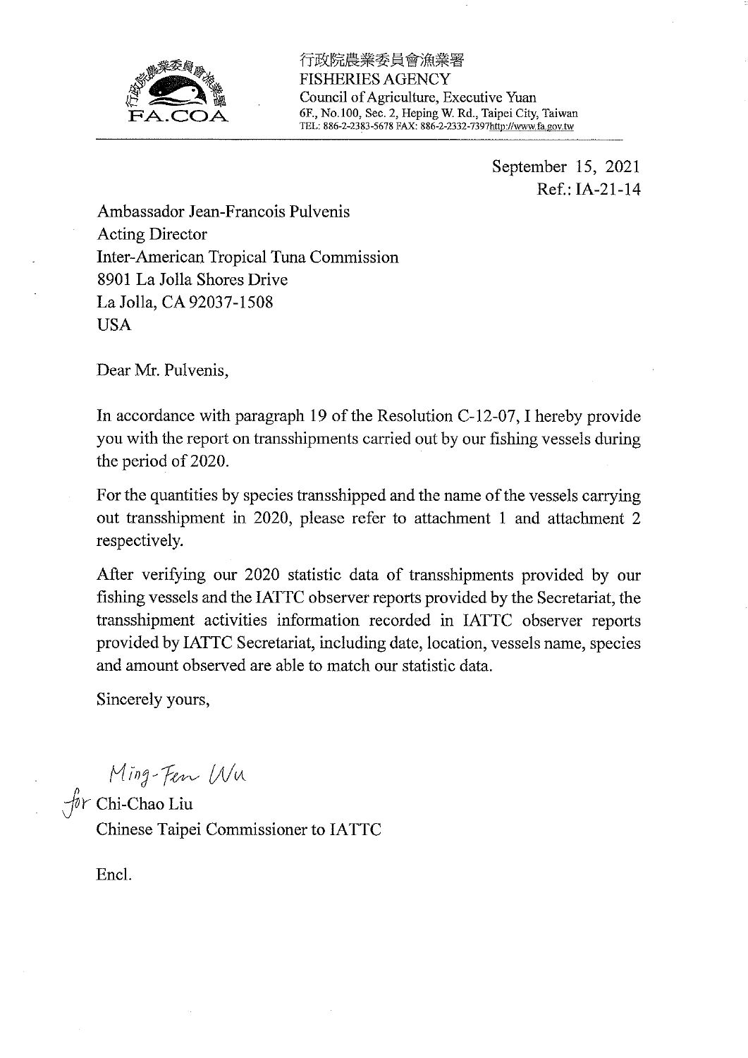行政院農業委員會漁業署
FISHERIES AGENCY
Council of Agriculture, Executive Yuan
6F., No.100, Sec. 2, Heping W. Rd., Taipei City, Taiwan
TEL: 886-2-2383-5678 FAX: 886-2-2332-7397 http://www.fa.gov.tw

September 15, 2021
Ref.: IA-21-14

Ambassador Jean-Francois Pulvenis
Acting Director
Inter-American Tropical Tuna Commission
8901 La Jolla Shores Drive
La Jolla, CA 92037-1508
USA

Dear Mr. Pulvenis,

In accordance with paragraph 19 of the Resolution C-12-07, I hereby provide you with the report on transshipments carried out by our fishing vessels during the period of 2020.

For the quantities by species transshipped and the name of the vessels carrying out transshipment in 2020, please refer to attachment 1 and attachment 2 respectively.

After verifying our 2020 statistic data of transshipments provided by our fishing vessels and the IATTC observer reports provided by the Secretariat, the transshipment activities information recorded in IATTC observer reports provided by IATTC Secretariat, including date, location, vessels name, species and amount observed are able to match our statistic data.

Sincerely yours,

Ming-Fen Wu
for Chi-Chao Liu
Chinese Taipei Commissioner to IATTC

Encl.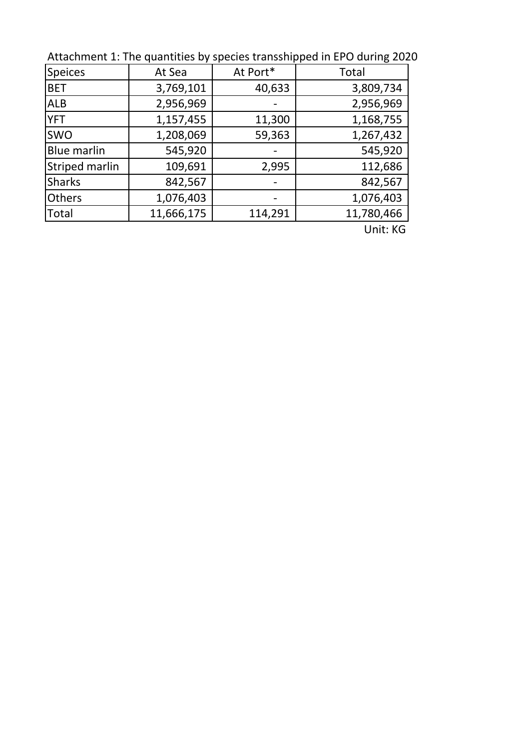Attachment 1: The quantities by species transshipped in EPO during 2020

| Speices | At Sea | At Port* | Total |
|---|---|---|---|
| BET | 3,769,101 | 40,633 | 3,809,734 |
| ALB | 2,956,969 | - | 2,956,969 |
| YFT | 1,157,455 | 11,300 | 1,168,755 |
| SWO | 1,208,069 | 59,363 | 1,267,432 |
| Blue marlin | 545,920 | - | 545,920 |
| Striped marlin | 109,691 | 2,995 | 112,686 |
| Sharks | 842,567 | - | 842,567 |
| Others | 1,076,403 | - | 1,076,403 |
| Total | 11,666,175 | 114,291 | 11,780,466 |

Unit: KG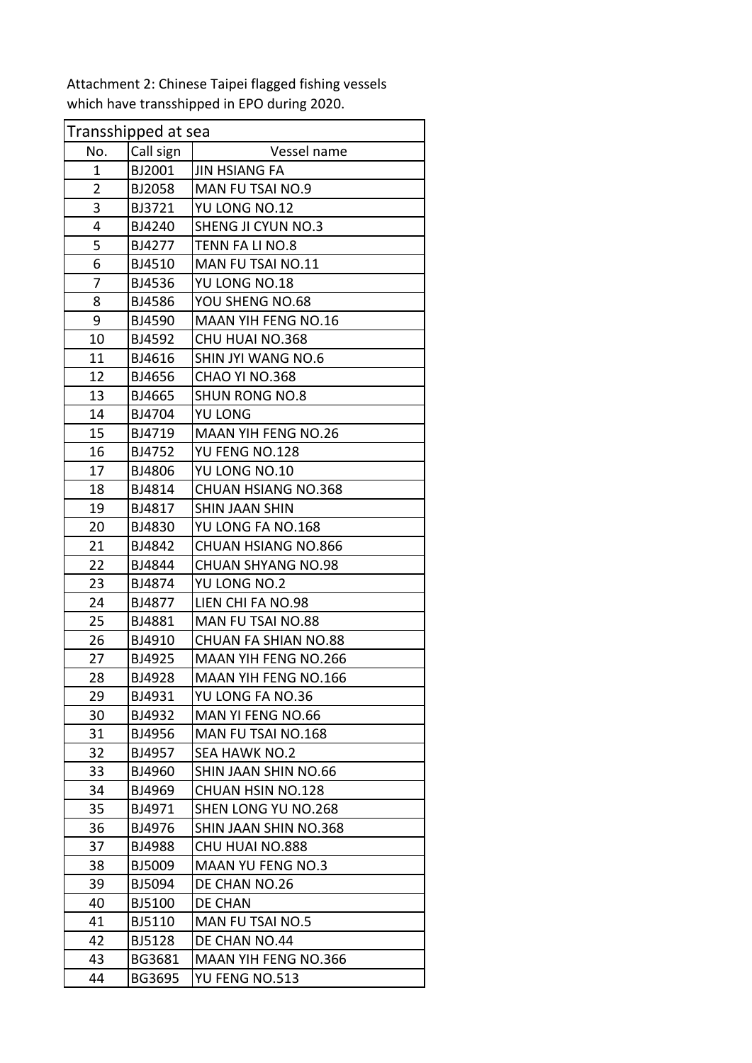Attachment 2: Chinese Taipei flagged fishing vessels which have transshipped in EPO during 2020.

| Transshipped at sea | | |
|---|---|---|
| No. | Call sign | Vessel name |
| 1 | BJ2001 | JIN HSIANG FA |
| 2 | BJ2058 | MAN FU TSAI NO.9 |
| 3 | BJ3721 | YU LONG NO.12 |
| 4 | BJ4240 | SHENG JI CYUN NO.3 |
| 5 | BJ4277 | TENN FA LI NO.8 |
| 6 | BJ4510 | MAN FU TSAI NO.11 |
| 7 | BJ4536 | YU LONG NO.18 |
| 8 | BJ4586 | YOU SHENG NO.68 |
| 9 | BJ4590 | MAAN YIH FENG NO.16 |
| 10 | BJ4592 | CHU HUAI NO.368 |
| 11 | BJ4616 | SHIN JYI WANG NO.6 |
| 12 | BJ4656 | CHAO YI NO.368 |
| 13 | BJ4665 | SHUN RONG NO.8 |
| 14 | BJ4704 | YU LONG |
| 15 | BJ4719 | MAAN YIH FENG NO.26 |
| 16 | BJ4752 | YU FENG NO.128 |
| 17 | BJ4806 | YU LONG NO.10 |
| 18 | BJ4814 | CHUAN HSIANG NO.368 |
| 19 | BJ4817 | SHIN JAAN SHIN |
| 20 | BJ4830 | YU LONG FA NO.168 |
| 21 | BJ4842 | CHUAN HSIANG NO.866 |
| 22 | BJ4844 | CHUAN SHYANG NO.98 |
| 23 | BJ4874 | YU LONG NO.2 |
| 24 | BJ4877 | LIEN CHI FA NO.98 |
| 25 | BJ4881 | MAN FU TSAI NO.88 |
| 26 | BJ4910 | CHUAN FA SHIAN NO.88 |
| 27 | BJ4925 | MAAN YIH FENG NO.266 |
| 28 | BJ4928 | MAAN YIH FENG NO.166 |
| 29 | BJ4931 | YU LONG FA NO.36 |
| 30 | BJ4932 | MAN YI FENG NO.66 |
| 31 | BJ4956 | MAN FU TSAI NO.168 |
| 32 | BJ4957 | SEA HAWK NO.2 |
| 33 | BJ4960 | SHIN JAAN SHIN NO.66 |
| 34 | BJ4969 | CHUAN HSIN NO.128 |
| 35 | BJ4971 | SHEN LONG YU NO.268 |
| 36 | BJ4976 | SHIN JAAN SHIN NO.368 |
| 37 | BJ4988 | CHU HUAI NO.888 |
| 38 | BJ5009 | MAAN YU FENG NO.3 |
| 39 | BJ5094 | DE CHAN NO.26 |
| 40 | BJ5100 | DE CHAN |
| 41 | BJ5110 | MAN FU TSAI NO.5 |
| 42 | BJ5128 | DE CHAN NO.44 |
| 43 | BG3681 | MAAN YIH FENG NO.366 |
| 44 | BG3695 | YU FENG NO.513 |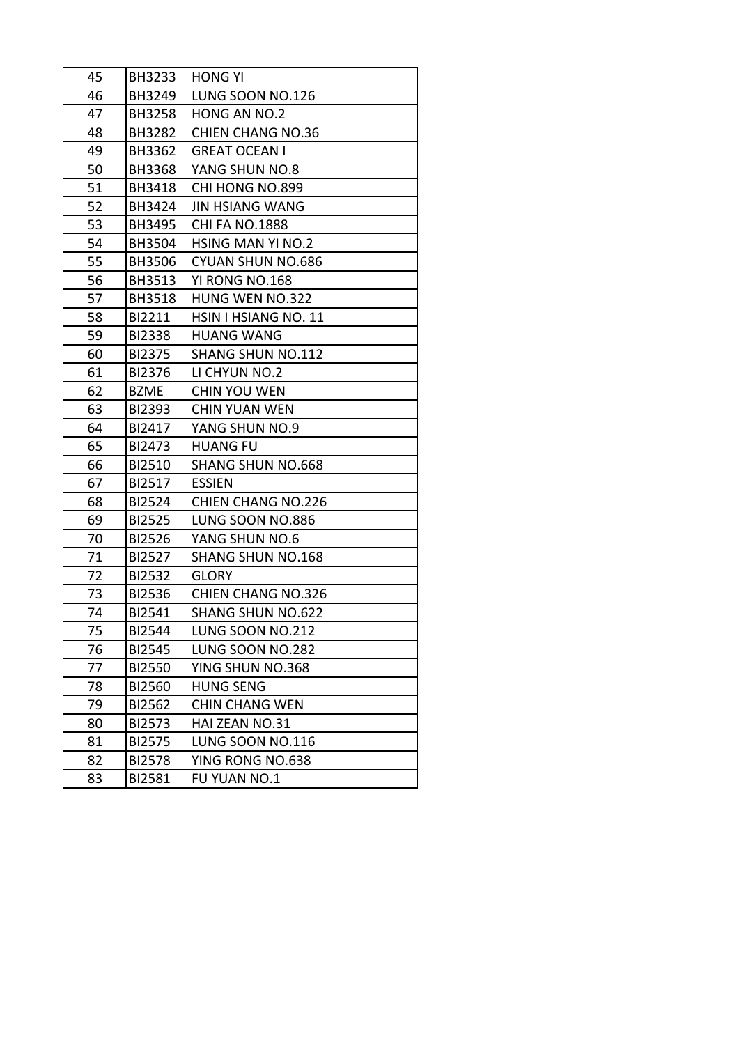| | | |
|---|---|---|
| 45 | BH3233 | HONG YI |
| 46 | BH3249 | LUNG SOON NO.126 |
| 47 | BH3258 | HONG AN NO.2 |
| 48 | BH3282 | CHIEN CHANG NO.36 |
| 49 | BH3362 | GREAT OCEAN I |
| 50 | BH3368 | YANG SHUN NO.8 |
| 51 | BH3418 | CHI HONG NO.899 |
| 52 | BH3424 | JIN HSIANG WANG |
| 53 | BH3495 | CHI FA NO.1888 |
| 54 | BH3504 | HSING MAN YI NO.2 |
| 55 | BH3506 | CYUAN SHUN NO.686 |
| 56 | BH3513 | YI RONG NO.168 |
| 57 | BH3518 | HUNG WEN NO.322 |
| 58 | BI2211 | HSIN I HSIANG NO. 11 |
| 59 | BI2338 | HUANG WANG |
| 60 | BI2375 | SHANG SHUN NO.112 |
| 61 | BI2376 | LI CHYUN NO.2 |
| 62 | BZME | CHIN YOU WEN |
| 63 | BI2393 | CHIN YUAN WEN |
| 64 | BI2417 | YANG SHUN NO.9 |
| 65 | BI2473 | HUANG FU |
| 66 | BI2510 | SHANG SHUN NO.668 |
| 67 | BI2517 | ESSIEN |
| 68 | BI2524 | CHIEN CHANG NO.226 |
| 69 | BI2525 | LUNG SOON NO.886 |
| 70 | BI2526 | YANG SHUN NO.6 |
| 71 | BI2527 | SHANG SHUN NO.168 |
| 72 | BI2532 | GLORY |
| 73 | BI2536 | CHIEN CHANG NO.326 |
| 74 | BI2541 | SHANG SHUN NO.622 |
| 75 | BI2544 | LUNG SOON NO.212 |
| 76 | BI2545 | LUNG SOON NO.282 |
| 77 | BI2550 | YING SHUN NO.368 |
| 78 | BI2560 | HUNG SENG |
| 79 | BI2562 | CHIN CHANG WEN |
| 80 | BI2573 | HAI ZEAN NO.31 |
| 81 | BI2575 | LUNG SOON NO.116 |
| 82 | BI2578 | YING RONG NO.638 |
| 83 | BI2581 | FU YUAN NO.1 |